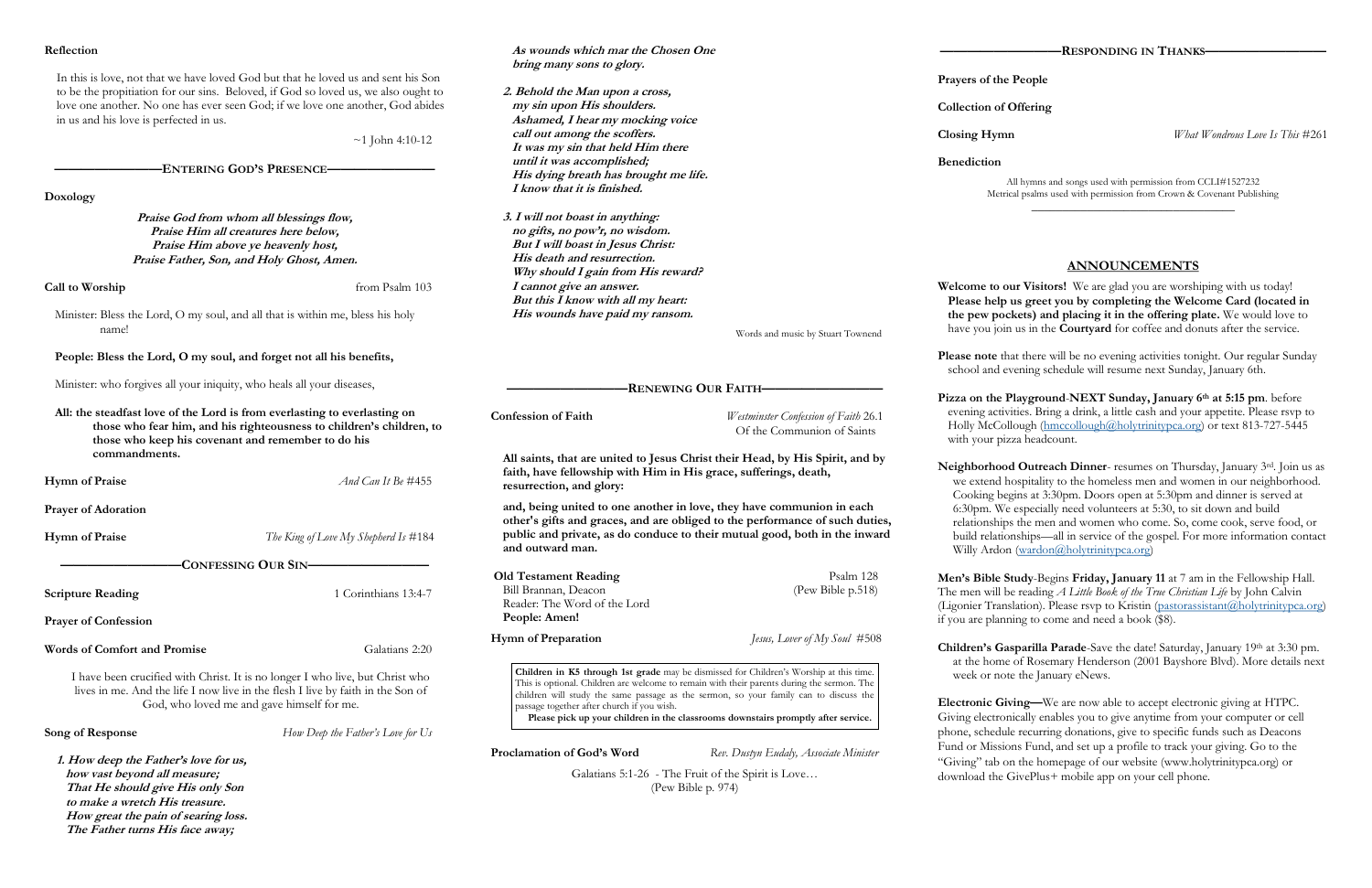## Reflection

In this is love, not that we have loved God but that he loved us and sent his Son to be the propitiation for our sins. Beloved, if God so loved us, we also ought to love one another. No one has ever seen God; if we love one another, God abides in us and his love is perfected in us.

~1 John 4:10-12

## ENTERING GOD'S PRESENCE

**Doxology**

***Praise God from whom all blessings flow,***
***Praise Him all creatures here below,***
***Praise Him above ye heavenly host,***
***Praise Father, Son, and Holy Ghost, Amen.***

**Call to Worship** — from Psalm 103

Minister: Bless the Lord, O my soul, and all that is within me, bless his holy name!

**People: Bless the Lord, O my soul, and forget not all his benefits,**

Minister: who forgives all your iniquity, who heals all your diseases,

**All: the steadfast love of the Lord is from everlasting to everlasting on those who fear him, and his righteousness to children's children, to those who keep his covenant and remember to do his commandments.**

**Hymn of Praise** — *And Can It Be* #455

**Prayer of Adoration**

**Hymn of Praise** — *The King of Love My Shepherd Is* #184

## CONFESSING OUR SIN

**Scripture Reading** — 1 Corinthians 13:4-7

**Prayer of Confession**

**Words of Comfort and Promise** — Galatians 2:20

I have been crucified with Christ. It is no longer I who live, but Christ who lives in me. And the life I now live in the flesh I live by faith in the Son of God, who loved me and gave himself for me.

**Song of Response** — *How Deep the Father's Love for Us*

***1. How deep the Father's love for us,***
***how vast beyond all measure;***
***That He should give His only Son***
***to make a wretch His treasure.***
***How great the pain of searing loss.***
***The Father turns His face away;***
***As wounds which mar the Chosen One***
***bring many sons to glory.***

***2. Behold the Man upon a cross,***
***my sin upon His shoulders.***
***Ashamed, I hear my mocking voice***
***call out among the scoffers.***
***It was my sin that held Him there***
***until it was accomplished;***
***His dying breath has brought me life.***
***I know that it is finished.***

***3. I will not boast in anything:***
***no gifts, no pow'r, no wisdom.***
***But I will boast in Jesus Christ:***
***His death and resurrection.***
***Why should I gain from His reward?***
***I cannot give an answer.***
***But this I know with all my heart:***
***His wounds have paid my ransom.***

Words and music by Stuart Townend

## RENEWING OUR FAITH

**Confession of Faith** — *Westminster Confession of Faith* 26.1, Of the Communion of Saints

**All saints, that are united to Jesus Christ their Head, by His Spirit, and by faith, have fellowship with Him in His grace, sufferings, death, resurrection, and glory:**

**and, being united to one another in love, they have communion in each other's gifts and graces, and are obliged to the performance of such duties, public and private, as do conduce to their mutual good, both in the inward and outward man.**

**Old Testament Reading** — Psalm 128 (Pew Bible p.518)
Bill Brannan, Deacon
Reader: The Word of the Lord
**People: Amen!**

**Hymn of Preparation** — *Jesus, Lover of My Soul* #508

**Children in K5 through 1st grade** may be dismissed for Children's Worship at this time. This is optional. Children are welcome to remain with their parents during the sermon. The children will study the same passage as the sermon, so your family can to discuss the passage together after church if you wish.
**Please pick up your children in the classrooms downstairs promptly after service.**

**Proclamation of God's Word** — *Rev. Dustyn Eudaly, Associate Minister*

Galatians 5:1-26 - The Fruit of the Spirit is Love…
(Pew Bible p. 974)

## RESPONDING IN THANKS

**Prayers of the People**

**Collection of Offering**

**Closing Hymn** — *What Wondrous Love Is This* #261

**Benediction**

All hymns and songs used with permission from CCLI#1527232
Metrical psalms used with permission from Crown & Covenant Publishing

## ANNOUNCEMENTS

**Welcome to our Visitors!** We are glad you are worshiping with us today! **Please help us greet you by completing the Welcome Card (located in the pew pockets) and placing it in the offering plate.** We would love to have you join us in the **Courtyard** for coffee and donuts after the service.

**Please note** that there will be no evening activities tonight. Our regular Sunday school and evening schedule will resume next Sunday, January 6th.

**Pizza on the Playground-NEXT Sunday, January 6th at 5:15 pm**. before evening activities. Bring a drink, a little cash and your appetite. Please rsvp to Holly McCollough (hmccollough@holytrinitypca.org) or text 813-727-5445 with your pizza headcount.

**Neighborhood Outreach Dinner**- resumes on Thursday, January 3rd. Join us as we extend hospitality to the homeless men and women in our neighborhood. Cooking begins at 3:30pm. Doors open at 5:30pm and dinner is served at 6:30pm. We especially need volunteers at 5:30, to sit down and build relationships the men and women who come. So, come cook, serve food, or build relationships—all in service of the gospel. For more information contact Willy Ardon (wardon@holytrinitypca.org)

**Men's Bible Study**-Begins **Friday, January 11** at 7 am in the Fellowship Hall. The men will be reading *A Little Book of the True Christian Life* by John Calvin (Ligonier Translation). Please rsvp to Kristin (pastorassistant@holytrinitypca.org) if you are planning to come and need a book ($8).

**Children's Gasparilla Parade**-Save the date! Saturday, January 19th at 3:30 pm. at the home of Rosemary Henderson (2001 Bayshore Blvd). More details next week or note the January eNews.

**Electronic Giving—**We are now able to accept electronic giving at HTPC. Giving electronically enables you to give anytime from your computer or cell phone, schedule recurring donations, give to specific funds such as Deacons Fund or Missions Fund, and set up a profile to track your giving. Go to the "Giving" tab on the homepage of our website (www.holytrinitypca.org) or download the GivePlus+ mobile app on your cell phone.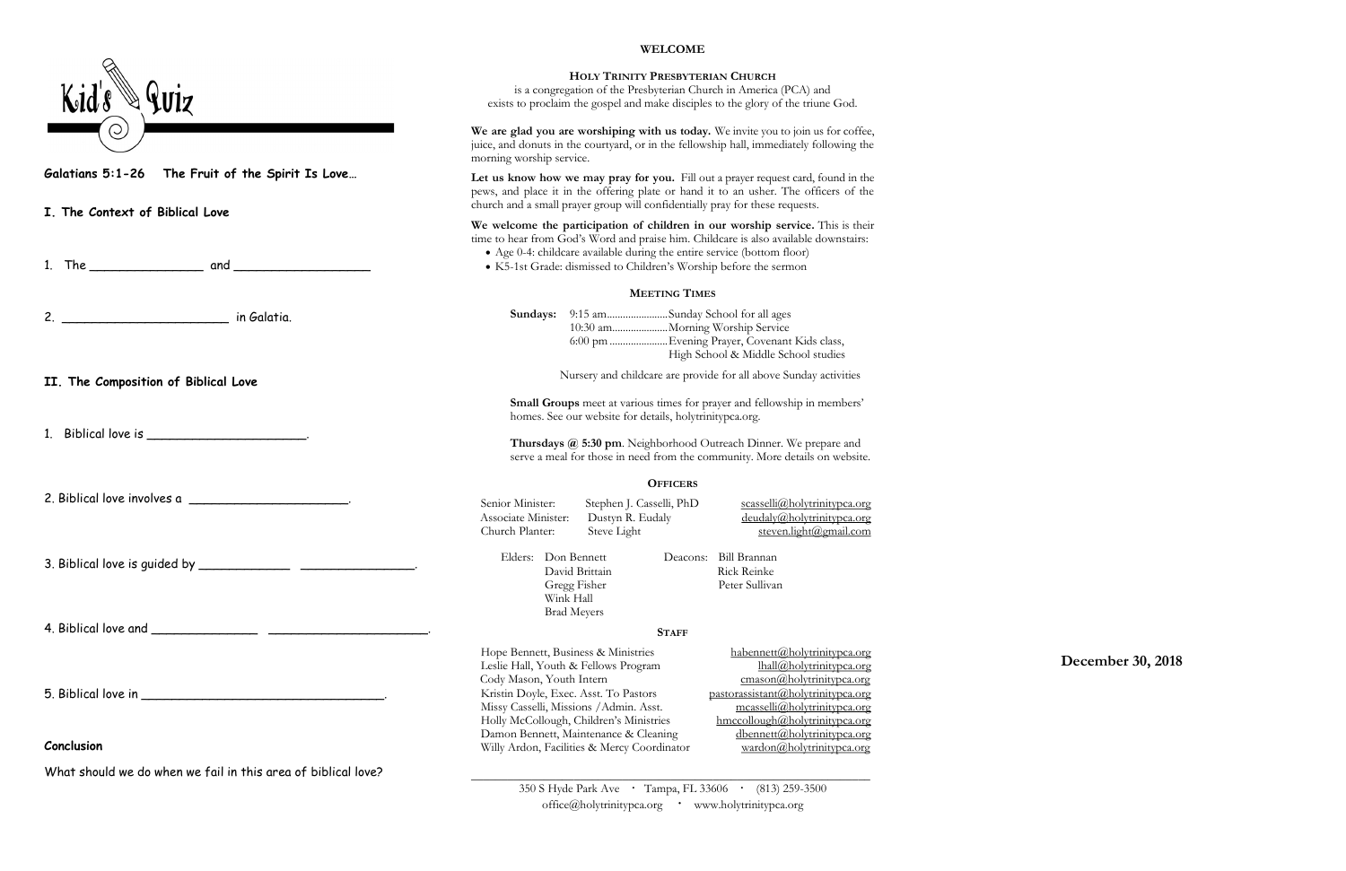# Kid's Quiz

**Galatians 5:1-26 The Fruit of the Spirit Is Love…**

## I. The Context of Biblical Love

1. The _______________ and __________________

2. ______________________ in Galatia.

## II. The Composition of Biblical Love

1. Biblical love is _____________________.

2. Biblical love involves a _____________________.

3. Biblical love is guided by ____________ _______________.

4. Biblical love and ______________ _____________________.

5. Biblical love in ________________________________.

## Conclusion

What should we do when we fail in this area of biblical love?

## WELCOME

**HOLY TRINITY PRESBYTERIAN CHURCH**
is a congregation of the Presbyterian Church in America (PCA) and exists to proclaim the gospel and make disciples to the glory of the triune God.

**We are glad you are worshiping with us today.** We invite you to join us for coffee, juice, and donuts in the courtyard, or in the fellowship hall, immediately following the morning worship service.

**Let us know how we may pray for you.** Fill out a prayer request card, found in the pews, and place it in the offering plate or hand it to an usher. The officers of the church and a small prayer group will confidentially pray for these requests.

**We welcome the participation of children in our worship service.** This is their time to hear from God's Word and praise him. Childcare is also available downstairs:

- Age 0-4: childcare available during the entire service (bottom floor)
- K5-1st Grade: dismissed to Children's Worship before the sermon

### MEETING TIMES

**Sundays:**
9:15 am......................Sunday School for all ages
10:30 am....................Morning Worship Service
6:00 pm.....................Evening Prayer, Covenant Kids class, High School & Middle School studies

Nursery and childcare are provide for all above Sunday activities

**Small Groups** meet at various times for prayer and fellowship in members' homes. See our website for details, holytrinitypca.org.

**Thursdays @ 5:30 pm**. Neighborhood Outreach Dinner. We prepare and serve a meal for those in need from the community. More details on website.

### OFFICERS

| | | |
|---|---|---|
| Senior Minister: | Stephen J. Casselli, PhD | scasselli@holytrinitypca.org |
| Associate Minister: | Dustyn R. Eudaly | deudaly@holytrinitypca.org |
| Church Planter: | Steve Light | steven.light@gmail.com |

Elders: Don Bennett, David Brittain, Gregg Fisher, Wink Hall, Brad Meyers

Deacons: Bill Brannan, Rick Reinke, Peter Sullivan

### STAFF

| | |
|---|---|
| Hope Bennett, Business & Ministries | habennett@holytrinitypca.org |
| Leslie Hall, Youth & Fellows Program | lhall@holytrinitypca.org |
| Cody Mason, Youth Intern | cmason@holytrinitypca.org |
| Kristin Doyle, Exec. Asst. To Pastors | pastorassistant@holytrinitypca.org |
| Missy Casselli, Missions /Admin. Asst. | mcasselli@holytrinitypca.org |
| Holly McCollough, Children's Ministries | hmccollough@holytrinitypca.org |
| Damon Bennett, Maintenance & Cleaning | dbennett@holytrinitypca.org |
| Willy Ardon, Facilities & Mercy Coordinator | wardon@holytrinitypca.org |

350 S Hyde Park Ave · Tampa, FL 33606 · (813) 259-3500
office@holytrinitypca.org · www.holytrinitypca.org

**December 30, 2018**